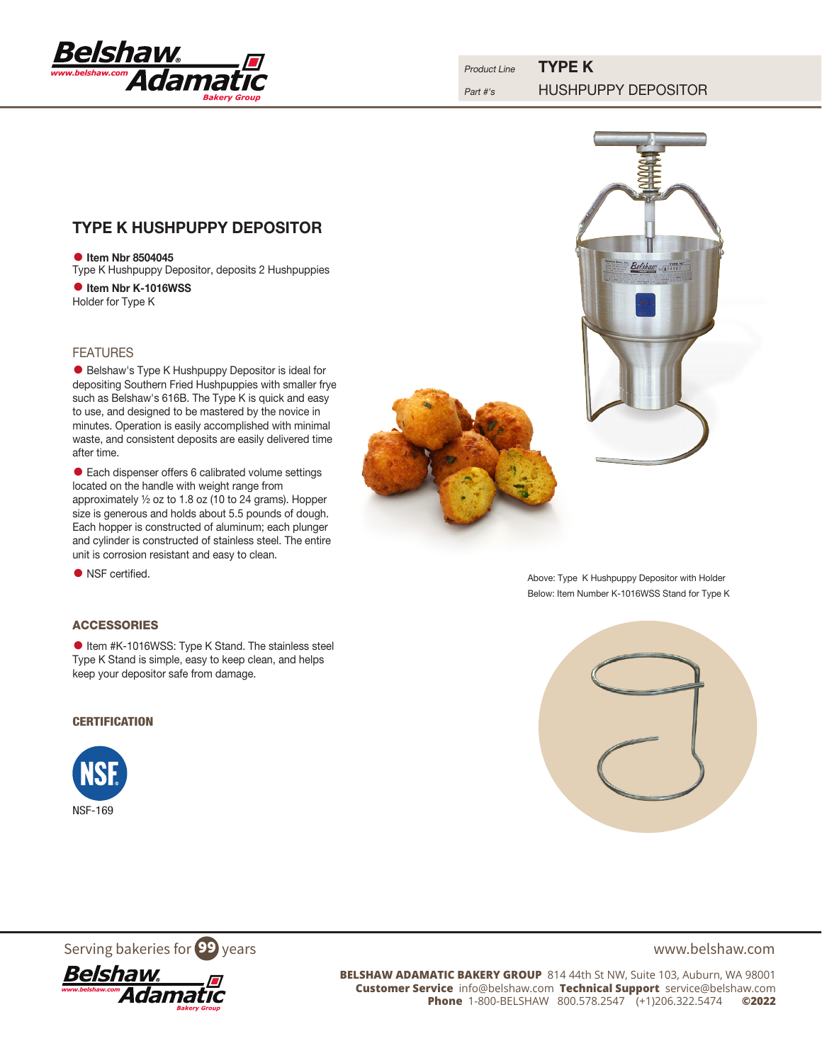| Product Line | TYPE K |
| --- | --- |
| Part #'s | HUSHPUPPY DEPOSITOR |

# TYPE K HUSHPUPPY DEPOSITOR

- **Item Nbr 8504045**
  Type K Hushpuppy Depositor, deposits 2 Hushpuppies
- **Item Nbr K-1016WSS**
  Holder for Type K

## FEATURES

- Belshaw's Type K Hushpuppy Depositor is ideal for depositing Southern Fried Hushpuppies with smaller frye such as Belshaw's 616B. The Type K is quick and easy to use, and designed to be mastered by the novice in minutes. Operation is easily accomplished with minimal waste, and consistent deposits are easily delivered time after time.
- Each dispenser offers 6 calibrated volume settings located on the handle with weight range from approximately ½ oz to 1.8 oz (10 to 24 grams). Hopper size is generous and holds about 5.5 pounds of dough. Each hopper is constructed of aluminum; each plunger and cylinder is constructed of stainless steel. The entire unit is corrosion resistant and easy to clean.
- NSF certified.

Above: Type K Hushpuppy Depositor with Holder

Below: Item Number K-1016WSS Stand for Type K

## ACCESSORIES

- Item #K-1016WSS: Type K Stand. The stainless steel Type K Stand is simple, easy to keep clean, and helps keep your depositor safe from damage.

## CERTIFICATION

NSF

NSF-169

Serving bakeries for 99 years

www.belshaw.com

**BELSHAW ADAMATIC BAKERY GROUP** 814 44th St NW, Suite 103, Auburn, WA 98001
**Customer Service** info@belshaw.com **Technical Support** service@belshaw.com
**Phone** 1-800-BELSHAW 800.578.2547 (+1)206.322.5474 **©2022**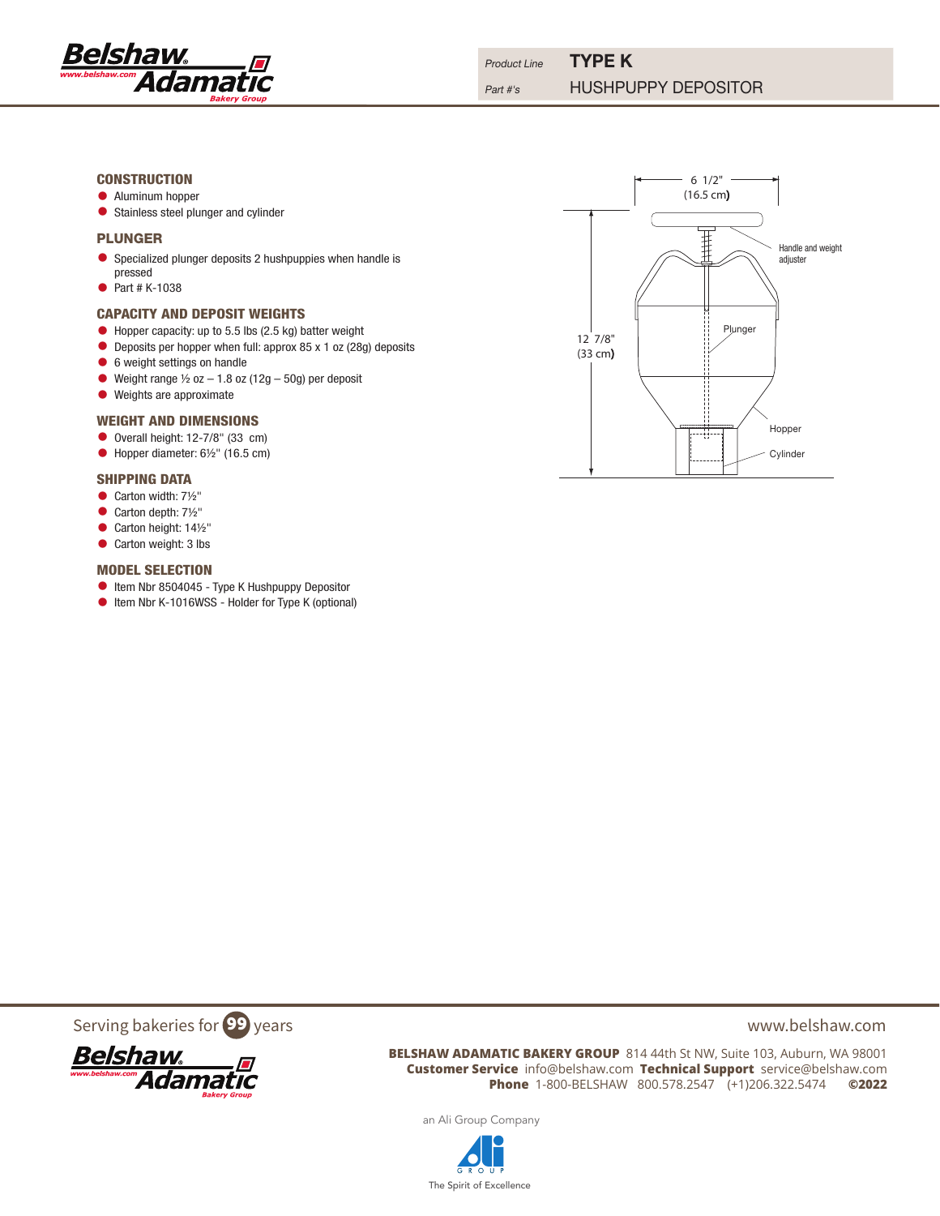Product Line **TYPE K**

Part #'s HUSHPUPPY DEPOSITOR

## CONSTRUCTION

- Aluminum hopper
- Stainless steel plunger and cylinder

## PLUNGER

- Specialized plunger deposits 2 hushpuppies when handle is pressed
- Part # K-1038

## CAPACITY AND DEPOSIT WEIGHTS

- Hopper capacity: up to 5.5 lbs (2.5 kg) batter weight
- Deposits per hopper when full: approx 85 x 1 oz (28g) deposits
- 6 weight settings on handle
- Weight range ½ oz – 1.8 oz (12g – 50g) per deposit
- Weights are approximate

## WEIGHT AND DIMENSIONS

- Overall height: 12-7/8" (33 cm)
- Hopper diameter: 6½" (16.5 cm)

## SHIPPING DATA

- Carton width: 7½"
- Carton depth: 7½"
- Carton height: 14½"
- Carton weight: 3 lbs

## MODEL SELECTION

- Item Nbr 8504045 - Type K Hushpuppy Depositor
- Item Nbr K-1016WSS - Holder for Type K (optional)

6 1/2"
(16.5 cm)
Handle and weight adjuster
Plunger
12 7/8"
(33 cm)
Hopper
Cylinder

Serving bakeries for 99 years

www.belshaw.com

**BELSHAW ADAMATIC BAKERY GROUP** 814 44th St NW, Suite 103, Auburn, WA 98001
**Customer Service** info@belshaw.com **Technical Support** service@belshaw.com
**Phone** 1-800-BELSHAW 800.578.2547 (+1)206.322.5474 **©2022**

an Ali Group Company

The Spirit of Excellence